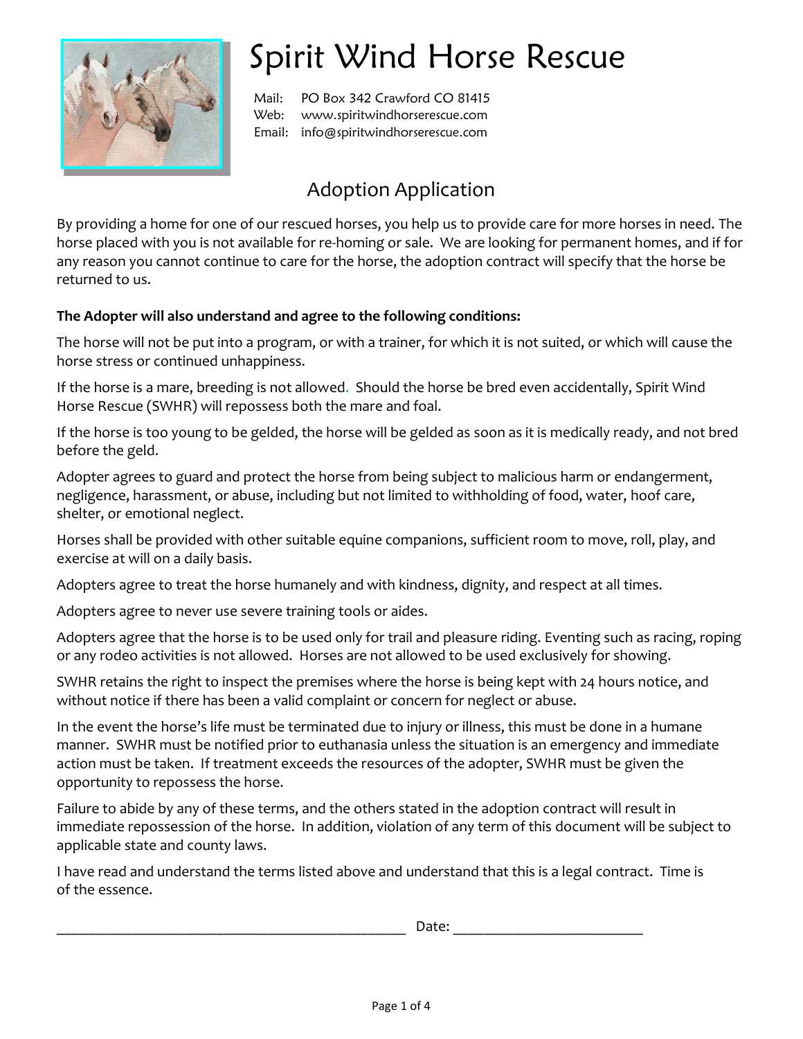# Spirit Wind Horse Rescue

Mail: PO Box 342 Crawford CO 81415
Web: www.spiritwindhorserescue.com
Email: info@spiritwindhorserescue.com

## Adoption Application

By providing a home for one of our rescued horses, you help us to provide care for more horses in need. The horse placed with you is not available for re-homing or sale. We are looking for permanent homes, and if for any reason you cannot continue to care for the horse, the adoption contract will specify that the horse be returned to us.

**The Adopter will also understand and agree to the following conditions:**

The horse will not be put into a program, or with a trainer, for which it is not suited, or which will cause the horse stress or continued unhappiness.

If the horse is a mare, breeding is not allowed. Should the horse be bred even accidentally, Spirit Wind Horse Rescue (SWHR) will repossess both the mare and foal.

If the horse is too young to be gelded, the horse will be gelded as soon as it is medically ready, and not bred before the geld.

Adopter agrees to guard and protect the horse from being subject to malicious harm or endangerment, negligence, harassment, or abuse, including but not limited to withholding of food, water, hoof care, shelter, or emotional neglect.

Horses shall be provided with other suitable equine companions, sufficient room to move, roll, play, and exercise at will on a daily basis.

Adopters agree to treat the horse humanely and with kindness, dignity, and respect at all times.

Adopters agree to never use severe training tools or aides.

Adopters agree that the horse is to be used only for trail and pleasure riding. Eventing such as racing, roping or any rodeo activities is not allowed. Horses are not allowed to be used exclusively for showing.

SWHR retains the right to inspect the premises where the horse is being kept with 24 hours notice, and without notice if there has been a valid complaint or concern for neglect or abuse.

In the event the horse's life must be terminated due to injury or illness, this must be done in a humane manner. SWHR must be notified prior to euthanasia unless the situation is an emergency and immediate action must be taken. If treatment exceeds the resources of the adopter, SWHR must be given the opportunity to repossess the horse.

Failure to abide by any of these terms, and the others stated in the adoption contract will result in immediate repossession of the horse. In addition, violation of any term of this document will be subject to applicable state and county laws.

I have read and understand the terms listed above and understand that this is a legal contract. Time is of the essence.

_______________________________________________ Date: _________________________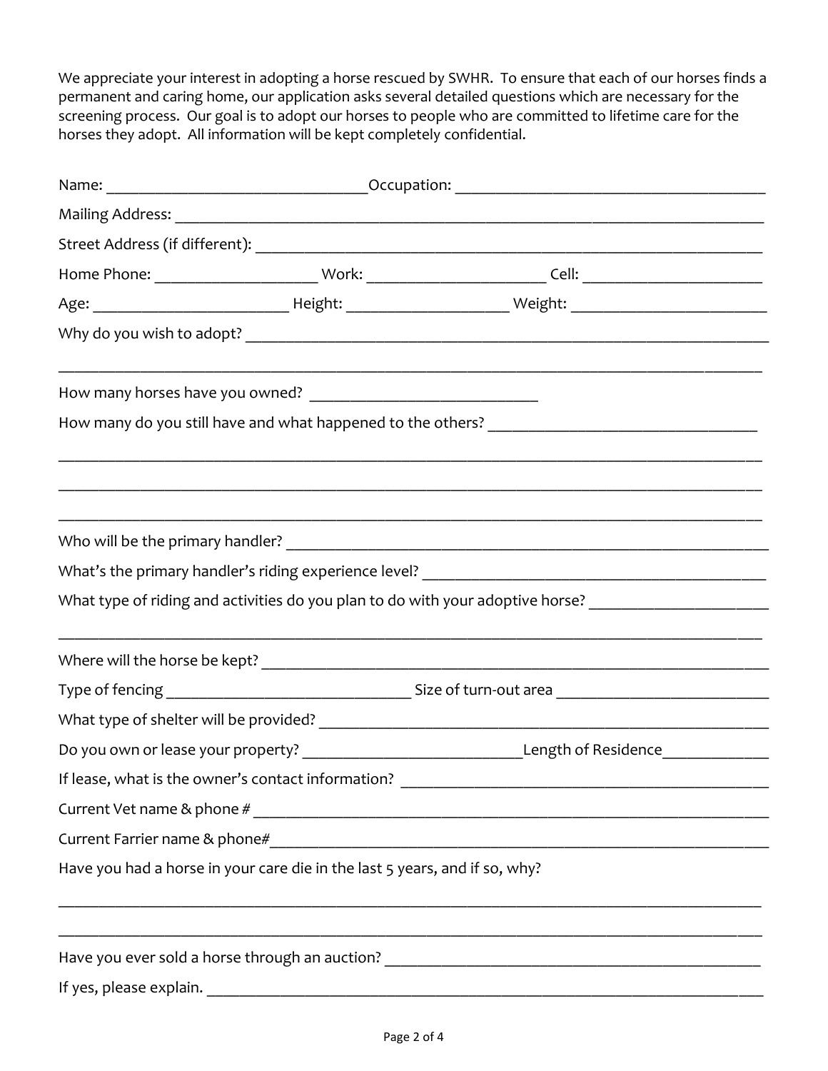We appreciate your interest in adopting a horse rescued by SWHR. To ensure that each of our horses finds a permanent and caring home, our application asks several detailed questions which are necessary for the screening process. Our goal is to adopt our horses to people who are committed to lifetime care for the horses they adopt. All information will be kept completely confidential.

Name: ________________________________ Occupation: ____________________________________

Mailing Address: ___________________________________________________________________________

Street Address (if different): _____________________________________________________________

Home Phone: ____________________ Work: ______________________ Cell: ______________________

Age: ________________________ Height: ___________________ Weight: ________________________

Why do you wish to adopt? __________________________________________________________________

____________________________________________________________________________________________

How many horses have you owned? ___________________________

How many do you still have and what happened to the others? _________________________________

____________________________________________________________________________________________

____________________________________________________________________________________________

____________________________________________________________________________________________

Who will be the primary handler? ___________________________________________________________

What's the primary handler's riding experience level? _____________________________________

What type of riding and activities do you plan to do with your adoptive horse? ______________________

____________________________________________________________________________________________

Where will the horse be kept? ______________________________________________________________

Type of fencing ______________________________ Size of turn-out area _________________________

What type of shelter will be provided? _____________________________________________________

Do you own or lease your property? ___________________________ Length of Residence_____________

If lease, what is the owner's contact information? _______________________________________

Current Vet name & phone # __________________________________________________________________

Current Farrier name & phone#_______________________________________________________________

Have you had a horse in your care die in the last 5 years, and if so, why?

____________________________________________________________________________________________

____________________________________________________________________________________________

Have you ever sold a horse through an auction? ___________________________________________

If yes, please explain. ___________________________________________________________________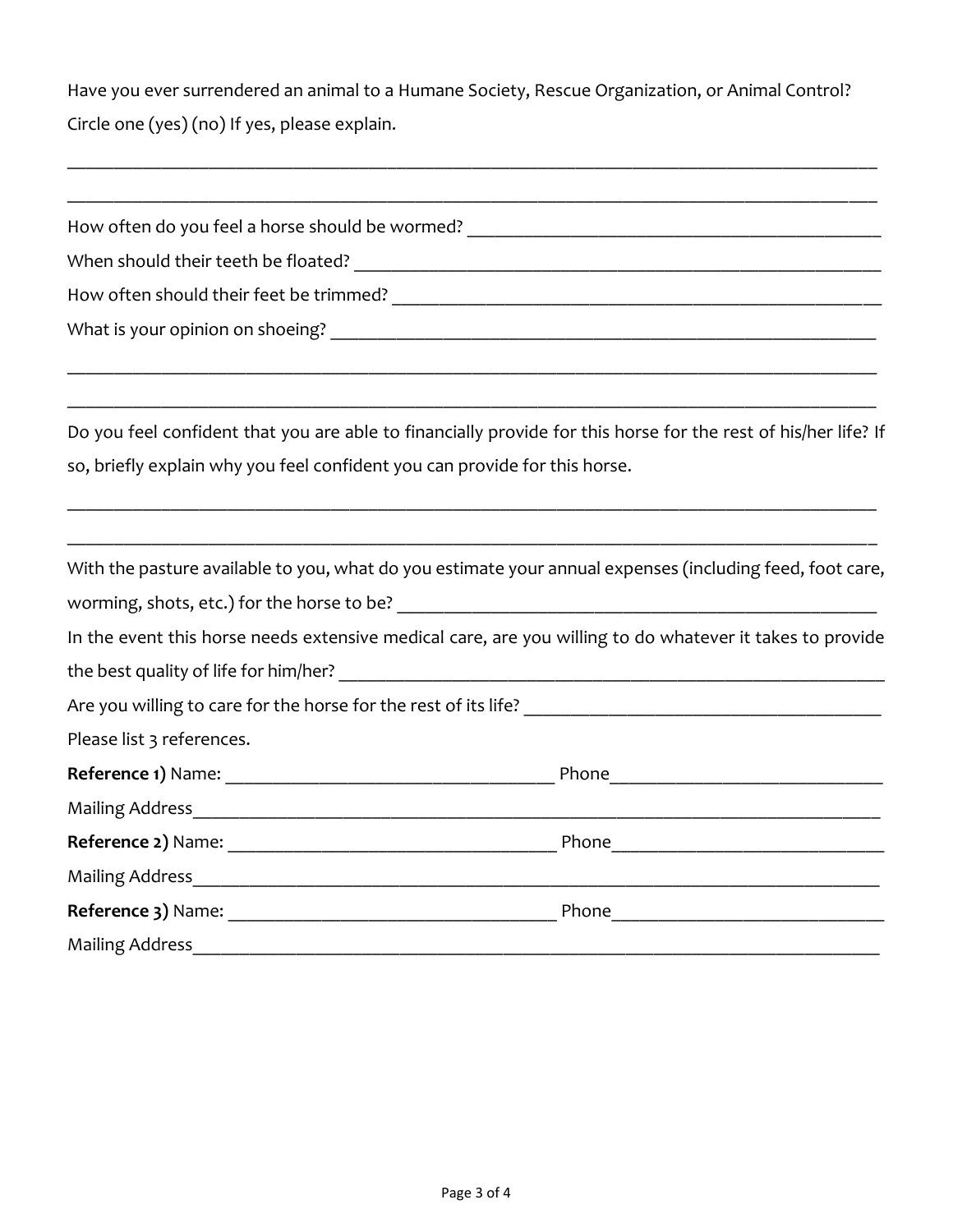Have you ever surrendered an animal to a Humane Society, Rescue Organization, or Animal Control? Circle one (yes) (no) If yes, please explain.

______________________________________________________________________________________

______________________________________________________________________________________

How often do you feel a horse should be wormed? ________________________________________

When should their teeth be floated? ____________________________________________________

How often should their feet be trimmed? ________________________________________________

What is your opinion on shoeing? ______________________________________________________

______________________________________________________________________________________

______________________________________________________________________________________

Do you feel confident that you are able to financially provide for this horse for the rest of his/her life? If so, briefly explain why you feel confident you can provide for this horse.

______________________________________________________________________________________

______________________________________________________________________________________

With the pasture available to you, what do you estimate your annual expenses (including feed, foot care, worming, shots, etc.) for the horse to be? _______________________________________________

In the event this horse needs extensive medical care, are you willing to do whatever it takes to provide the best quality of life for him/her? ________________________________________________________

Are you willing to care for the horse for the rest of its life? ___________________________________

Please list 3 references.

**Reference 1)** Name: ____________________________ Phone__________________________

Mailing Address__________________________________________________________________

**Reference 2)** Name: ____________________________ Phone__________________________

Mailing Address__________________________________________________________________

**Reference 3)** Name: ____________________________ Phone__________________________

Mailing Address__________________________________________________________________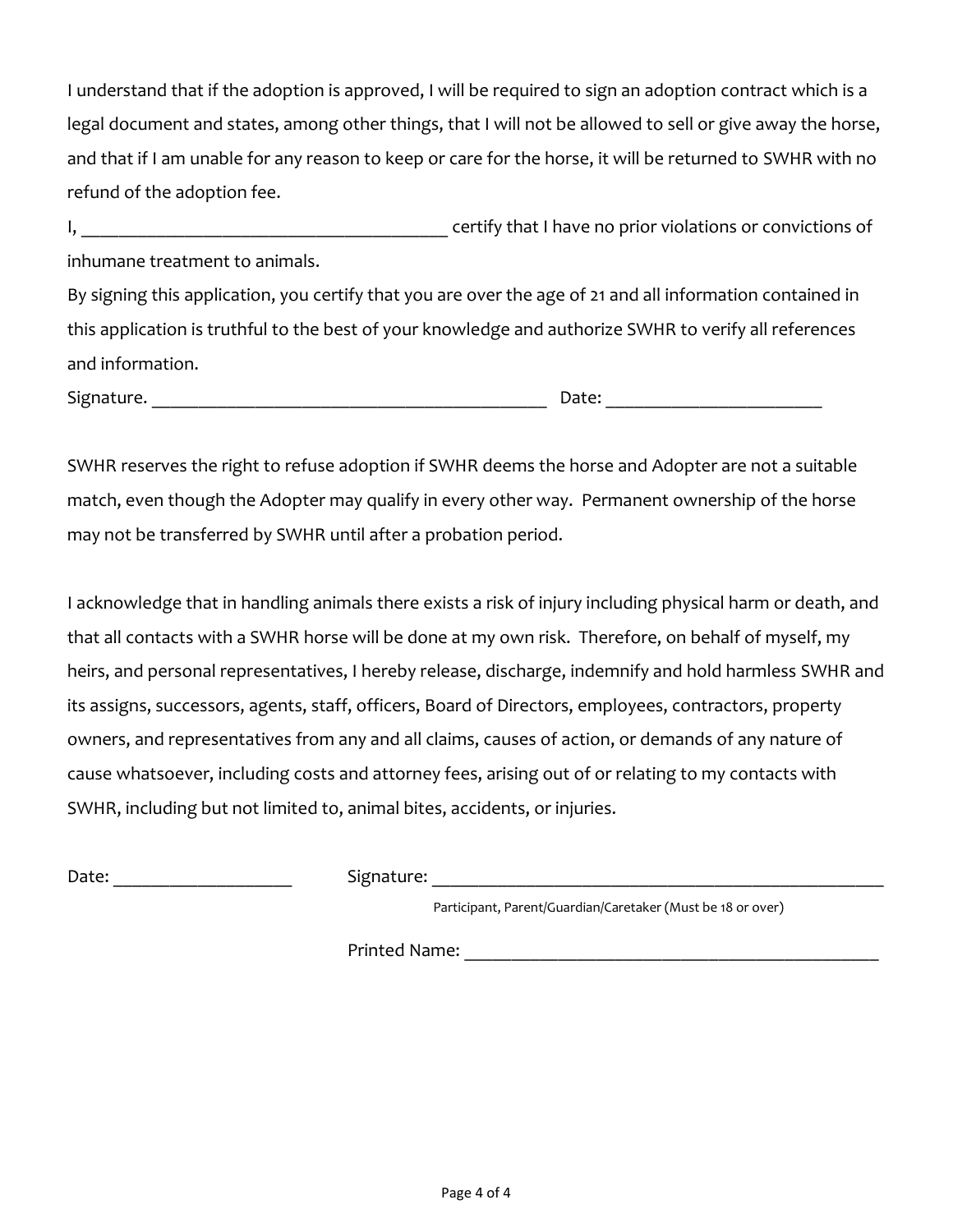I understand that if the adoption is approved, I will be required to sign an adoption contract which is a legal document and states, among other things, that I will not be allowed to sell or give away the horse, and that if I am unable for any reason to keep or care for the horse, it will be returned to SWHR with no refund of the adoption fee.

I, ________________________________________ certify that I have no prior violations or convictions of inhumane treatment to animals.

By signing this application, you certify that you are over the age of 21 and all information contained in this application is truthful to the best of your knowledge and authorize SWHR to verify all references and information.

Signature. ____________________________________________ Date: ________________________

SWHR reserves the right to refuse adoption if SWHR deems the horse and Adopter are not a suitable match, even though the Adopter may qualify in every other way. Permanent ownership of the horse may not be transferred by SWHR until after a probation period.

I acknowledge that in handling animals there exists a risk of injury including physical harm or death, and that all contacts with a SWHR horse will be done at my own risk. Therefore, on behalf of myself, my heirs, and personal representatives, I hereby release, discharge, indemnify and hold harmless SWHR and its assigns, successors, agents, staff, officers, Board of Directors, employees, contractors, property owners, and representatives from any and all claims, causes of action, or demands of any nature of cause whatsoever, including costs and attorney fees, arising out of or relating to my contacts with SWHR, including but not limited to, animal bites, accidents, or injuries.

Date: ____________________ Signature: ____________________________________________________

Participant, Parent/Guardian/Caretaker (Must be 18 or over)

Printed Name: ______________________________________________